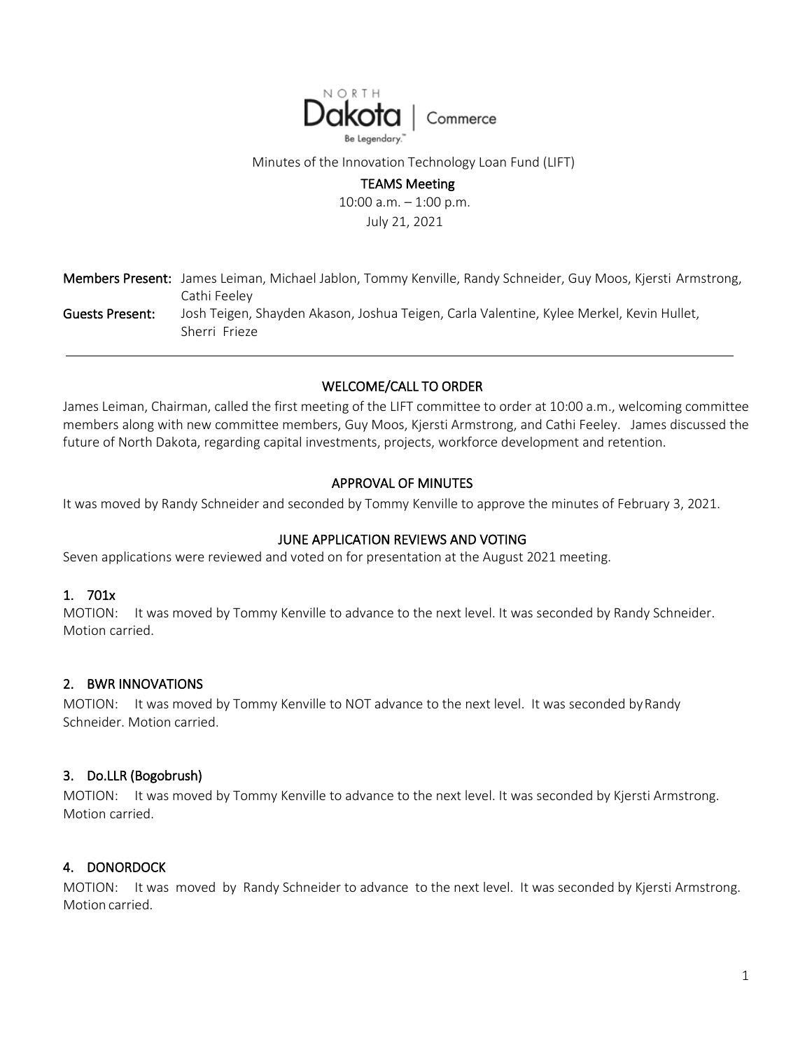NORTH Dakota | Commerce

Be Legendary.

Minutes of the Innovation Technology Loan Fund (LIFT)

**TEAMS Meeting**

10:00 a.m. – 1:00 p.m.

July 21, 2021

**Members Present:** James Leiman, Michael Jablon, Tommy Kenville, Randy Schneider, Guy Moos, Kjersti Armstrong, Cathi Feeley

**Guests Present:** Josh Teigen, Shayden Akason, Joshua Teigen, Carla Valentine, Kylee Merkel, Kevin Hullet, Sherri Frieze

---

## WELCOME/CALL TO ORDER

James Leiman, Chairman, called the first meeting of the LIFT committee to order at 10:00 a.m., welcoming committee members along with new committee members, Guy Moos, Kjersti Armstrong, and Cathi Feeley. James discussed the future of North Dakota, regarding capital investments, projects, workforce development and retention.

## APPROVAL OF MINUTES

It was moved by Randy Schneider and seconded by Tommy Kenville to approve the minutes of February 3, 2021.

## JUNE APPLICATION REVIEWS AND VOTING

Seven applications were reviewed and voted on for presentation at the August 2021 meeting.

### 1. 701x

MOTION: It was moved by Tommy Kenville to advance to the next level. It was seconded by Randy Schneider. Motion carried.

### 2. BWR INNOVATIONS

MOTION: It was moved by Tommy Kenville to NOT advance to the next level. It was seconded by Randy Schneider. Motion carried.

### 3. Do.LLR (Bogobrush)

MOTION: It was moved by Tommy Kenville to advance to the next level. It was seconded by Kjersti Armstrong. Motion carried.

### 4. DONORDOCK

MOTION: It was moved by Randy Schneider to advance to the next level. It was seconded by Kjersti Armstrong. Motion carried.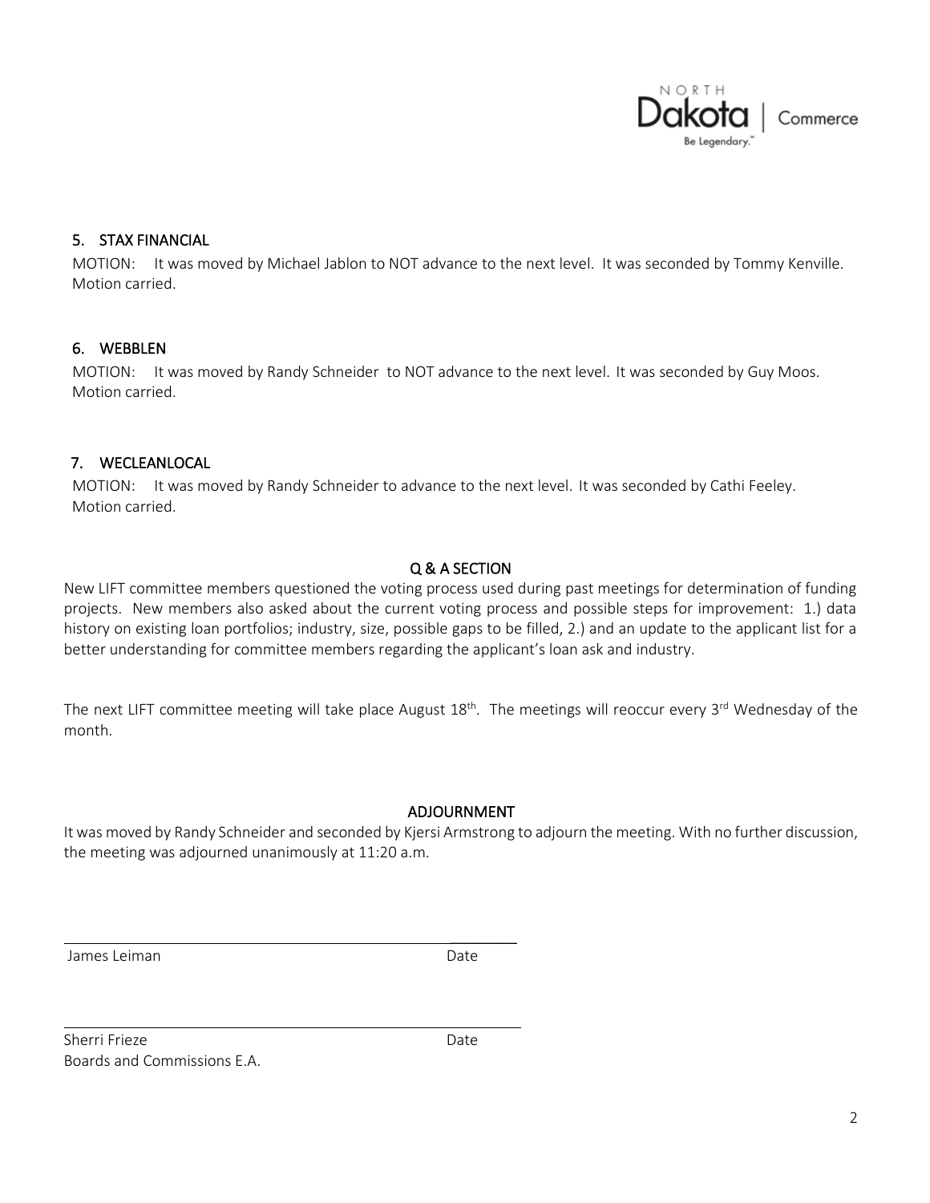## 5. STAX FINANCIAL

MOTION: It was moved by Michael Jablon to NOT advance to the next level. It was seconded by Tommy Kenville. Motion carried.

## 6. WEBBLEN

MOTION: It was moved by Randy Schneider to NOT advance to the next level. It was seconded by Guy Moos. Motion carried.

## 7. WECLEANLOCAL

MOTION: It was moved by Randy Schneider to advance to the next level. It was seconded by Cathi Feeley. Motion carried.

## Q & A SECTION

New LIFT committee members questioned the voting process used during past meetings for determination of funding projects. New members also asked about the current voting process and possible steps for improvement: 1.) data history on existing loan portfolios; industry, size, possible gaps to be filled, 2.) and an update to the applicant list for a better understanding for committee members regarding the applicant's loan ask and industry.

The next LIFT committee meeting will take place August 18th. The meetings will reoccur every 3rd Wednesday of the month.

## ADJOURNMENT

It was moved by Randy Schneider and seconded by Kjersi Armstrong to adjourn the meeting. With no further discussion, the meeting was adjourned unanimously at 11:20 a.m.

James Leiman Date

Sherri Frieze Date
Boards and Commissions E.A.